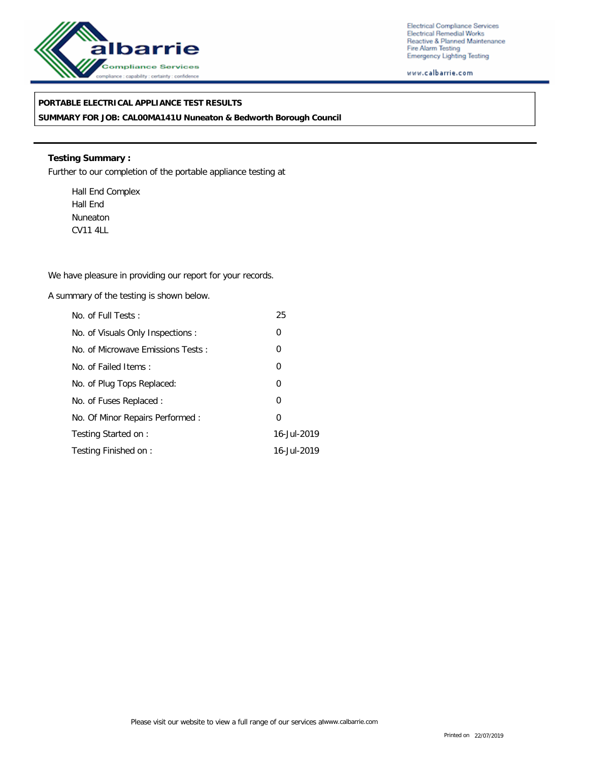**PORTABLE ELECTRICAL APPLIANCE TEST RESULTS**

**SUMMARY FOR JOB: CAL00MA141U Nuneaton & Bedworth Borough Council**

**Testing Summary :**

Further to our completion of the portable appliance testing at

Hall End Complex
Hall End
Nuneaton
CV11 4LL

We have pleasure in providing our report for your records.

A summary of the testing is shown below.

| | |
|---|---|
| No. of Full Tests : | 25 |
| No. of Visuals Only Inspections : | 0 |
| No. of Microwave Emissions Tests : | 0 |
| No. of Failed Items : | 0 |
| No. of Plug Tops Replaced: | 0 |
| No. of Fuses Replaced : | 0 |
| No. Of Minor Repairs Performed : | 0 |
| Testing Started on : | 16-Jul-2019 |
| Testing Finished on : | 16-Jul-2019 |

Please visit our website to view a full range of our services at www.calbarrie.com

Printed on 22/07/2019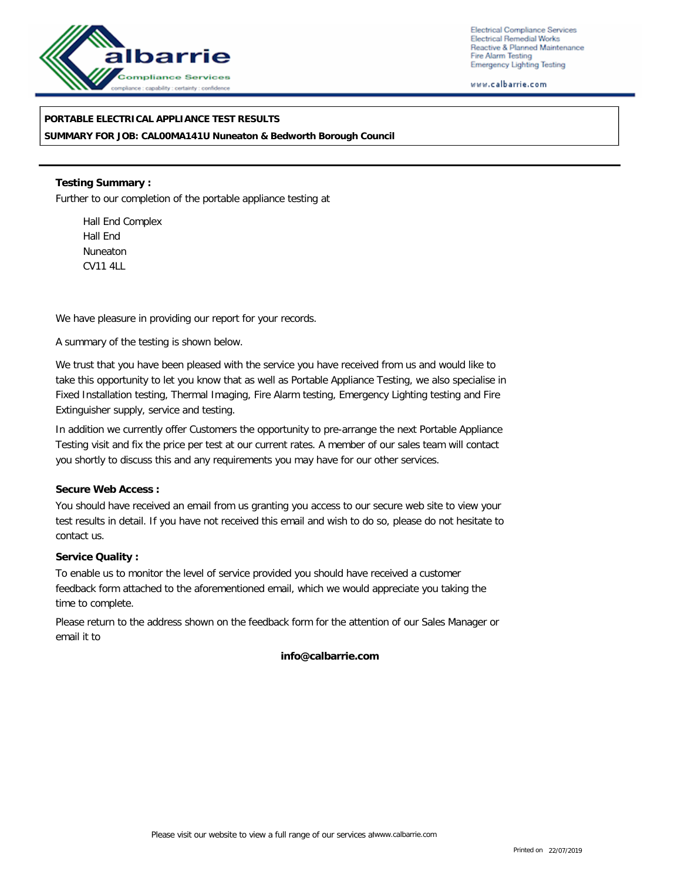**PORTABLE ELECTRICAL APPLIANCE TEST RESULTS**

**SUMMARY FOR JOB: CAL00MA141U Nuneaton & Bedworth Borough Council**

**Testing Summary :**

Further to our completion of the portable appliance testing at

Hall End Complex
Hall End
Nuneaton
CV11 4LL

We have pleasure in providing our report for your records.

A summary of the testing is shown below.

We trust that you have been pleased with the service you have received from us and would like to take this opportunity to let you know that as well as Portable Appliance Testing, we also specialise in Fixed Installation testing, Thermal Imaging, Fire Alarm testing, Emergency Lighting testing and Fire Extinguisher supply, service and testing.

In addition we currently offer Customers the opportunity to pre-arrange the next Portable Appliance Testing visit and fix the price per test at our current rates. A member of our sales team will contact you shortly to discuss this and any requirements you may have for our other services.

**Secure Web Access :**

You should have received an email from us granting you access to our secure web site to view your test results in detail. If you have not received this email and wish to do so, please do not hesitate to contact us.

**Service Quality :**

To enable us to monitor the level of service provided you should have received a customer feedback form attached to the aforementioned email, which we would appreciate you taking the time to complete.

Please return to the address shown on the feedback form for the attention of our Sales Manager or email it to

**info@calbarrie.com**

Please visit our website to view a full range of our services at www.calbarrie.com

Printed on 22/07/2019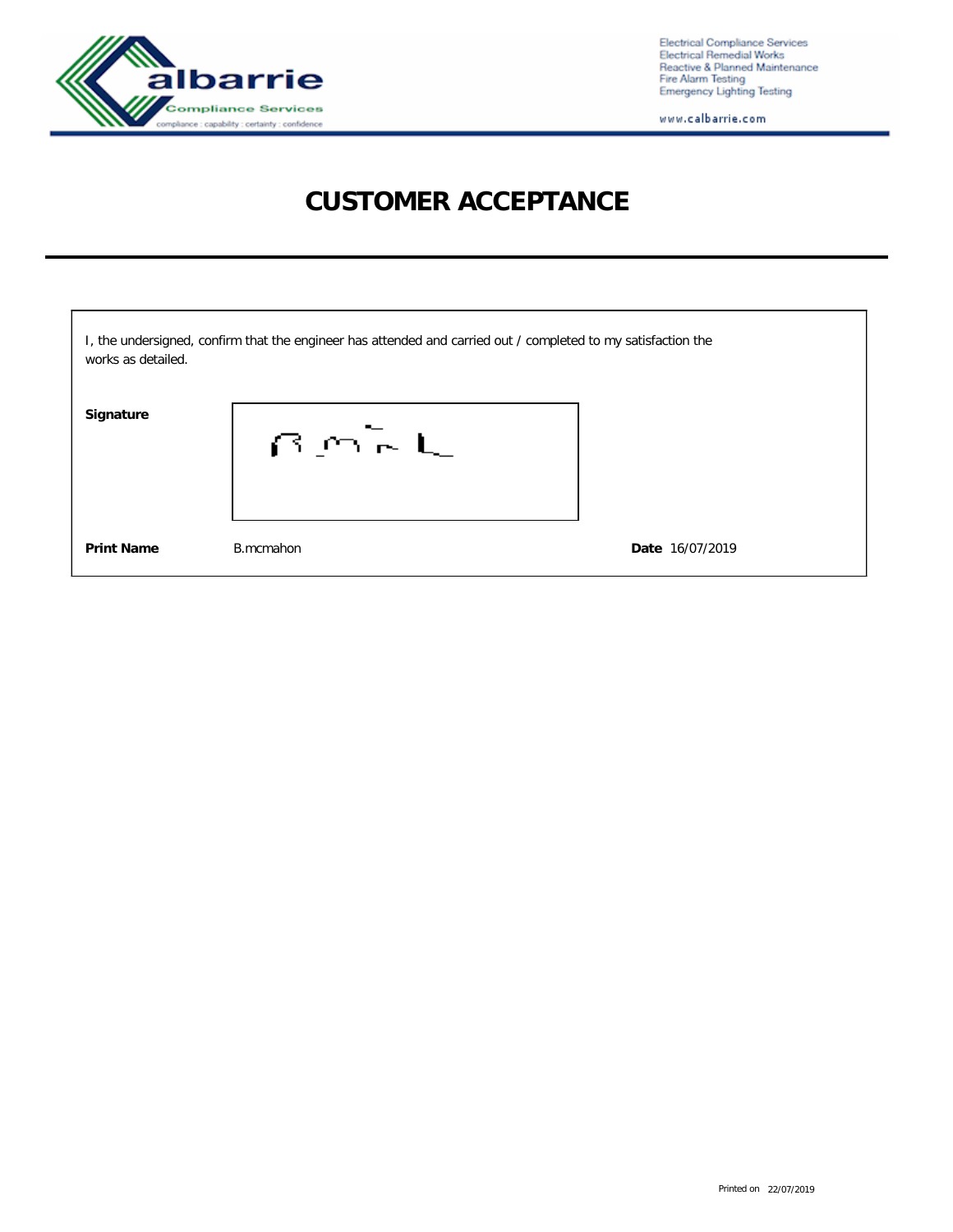# CUSTOMER ACCEPTANCE

I, the undersigned, confirm that the engineer has attended and carried out / completed to my satisfaction the works as detailed.

**Signature**

**Print Name** B.mcmahon **Date** 16/07/2019

Printed on 22/07/2019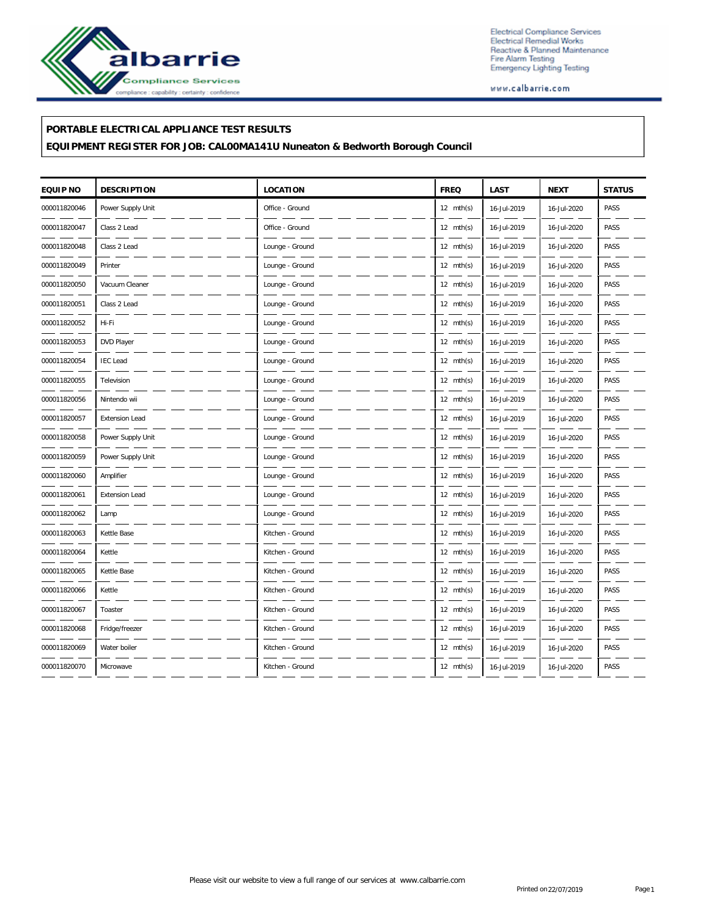Electrical Compliance Services
Electrical Remedial Works
Reactive & Planned Maintenance
Fire Alarm Testing
Emergency Lighting Testing

www.calbarrie.com

**PORTABLE ELECTRICAL APPLIANCE TEST RESULTS**

**EQUIPMENT REGISTER FOR JOB: CAL00MA141U Nuneaton & Bedworth Borough Council**

| EQUIP NO | DESCRIPTION | LOCATION | FREQ | LAST | NEXT | STATUS |
|---|---|---|---|---|---|---|
| 000011820046 | Power Supply Unit | Office - Ground | 12 mth(s) | 16-Jul-2019 | 16-Jul-2020 | PASS |
| 000011820047 | Class 2 Lead | Office - Ground | 12 mth(s) | 16-Jul-2019 | 16-Jul-2020 | PASS |
| 000011820048 | Class 2 Lead | Lounge - Ground | 12 mth(s) | 16-Jul-2019 | 16-Jul-2020 | PASS |
| 000011820049 | Printer | Lounge - Ground | 12 mth(s) | 16-Jul-2019 | 16-Jul-2020 | PASS |
| 000011820050 | Vacuum Cleaner | Lounge - Ground | 12 mth(s) | 16-Jul-2019 | 16-Jul-2020 | PASS |
| 000011820051 | Class 2 Lead | Lounge - Ground | 12 mth(s) | 16-Jul-2019 | 16-Jul-2020 | PASS |
| 000011820052 | Hi-Fi | Lounge - Ground | 12 mth(s) | 16-Jul-2019 | 16-Jul-2020 | PASS |
| 000011820053 | DVD Player | Lounge - Ground | 12 mth(s) | 16-Jul-2019 | 16-Jul-2020 | PASS |
| 000011820054 | IEC Lead | Lounge - Ground | 12 mth(s) | 16-Jul-2019 | 16-Jul-2020 | PASS |
| 000011820055 | Television | Lounge - Ground | 12 mth(s) | 16-Jul-2019 | 16-Jul-2020 | PASS |
| 000011820056 | Nintendo wii | Lounge - Ground | 12 mth(s) | 16-Jul-2019 | 16-Jul-2020 | PASS |
| 000011820057 | Extension Lead | Lounge - Ground | 12 mth(s) | 16-Jul-2019 | 16-Jul-2020 | PASS |
| 000011820058 | Power Supply Unit | Lounge - Ground | 12 mth(s) | 16-Jul-2019 | 16-Jul-2020 | PASS |
| 000011820059 | Power Supply Unit | Lounge - Ground | 12 mth(s) | 16-Jul-2019 | 16-Jul-2020 | PASS |
| 000011820060 | Amplifier | Lounge - Ground | 12 mth(s) | 16-Jul-2019 | 16-Jul-2020 | PASS |
| 000011820061 | Extension Lead | Lounge - Ground | 12 mth(s) | 16-Jul-2019 | 16-Jul-2020 | PASS |
| 000011820062 | Lamp | Lounge - Ground | 12 mth(s) | 16-Jul-2019 | 16-Jul-2020 | PASS |
| 000011820063 | Kettle Base | Kitchen - Ground | 12 mth(s) | 16-Jul-2019 | 16-Jul-2020 | PASS |
| 000011820064 | Kettle | Kitchen - Ground | 12 mth(s) | 16-Jul-2019 | 16-Jul-2020 | PASS |
| 000011820065 | Kettle Base | Kitchen - Ground | 12 mth(s) | 16-Jul-2019 | 16-Jul-2020 | PASS |
| 000011820066 | Kettle | Kitchen - Ground | 12 mth(s) | 16-Jul-2019 | 16-Jul-2020 | PASS |
| 000011820067 | Toaster | Kitchen - Ground | 12 mth(s) | 16-Jul-2019 | 16-Jul-2020 | PASS |
| 000011820068 | Fridge/freezer | Kitchen - Ground | 12 mth(s) | 16-Jul-2019 | 16-Jul-2020 | PASS |
| 000011820069 | Water boiler | Kitchen - Ground | 12 mth(s) | 16-Jul-2019 | 16-Jul-2020 | PASS |
| 000011820070 | Microwave | Kitchen - Ground | 12 mth(s) | 16-Jul-2019 | 16-Jul-2020 | PASS |

Please visit our website to view a full range of our services at www.calbarrie.com

Printed on 22/07/2019